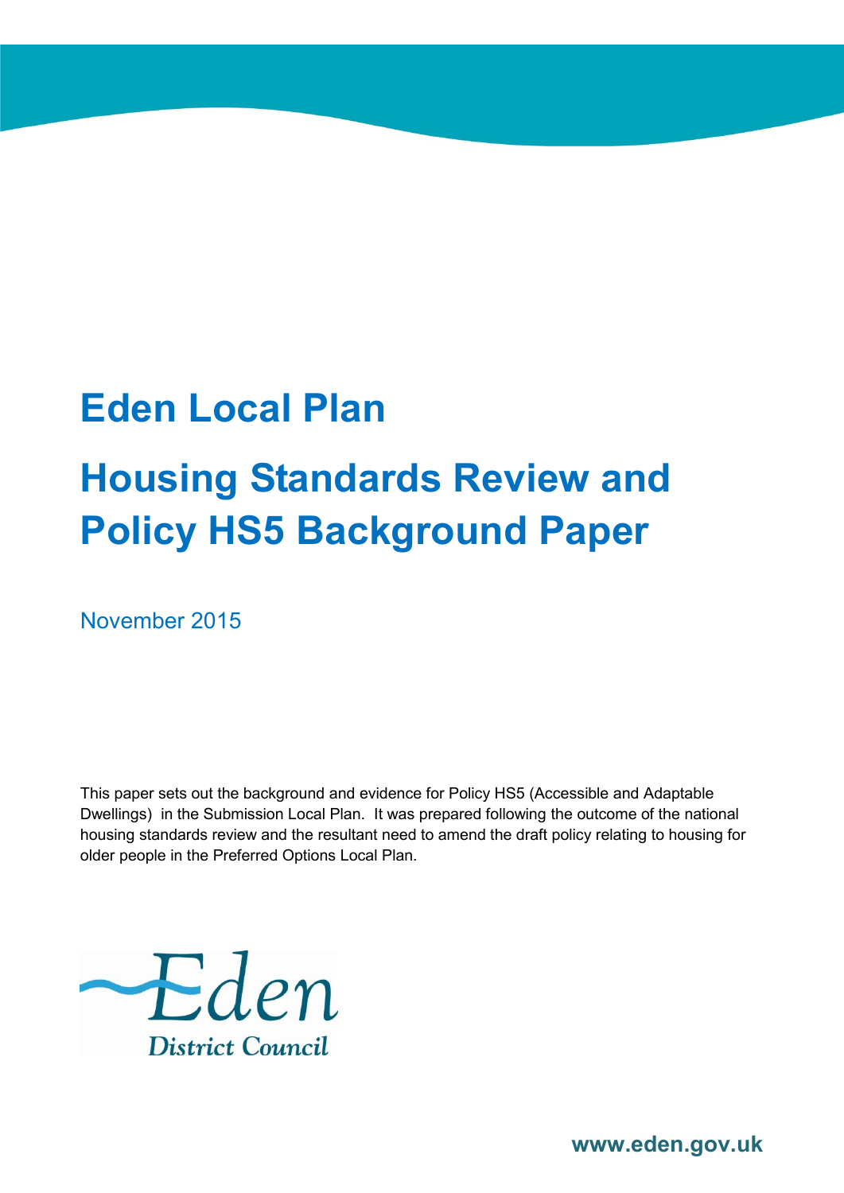# Eden Local Plan

# Housing Standards Review and Policy HS5 Background Paper

November 2015

This paper sets out the background and evidence for Policy HS5 (Accessible and Adaptable Dwellings) in the Submission Local Plan. It was prepared following the outcome of the national housing standards review and the resultant need to amend the draft policy relating to housing for older people in the Preferred Options Local Plan.

Eden District Council

www.eden.gov.uk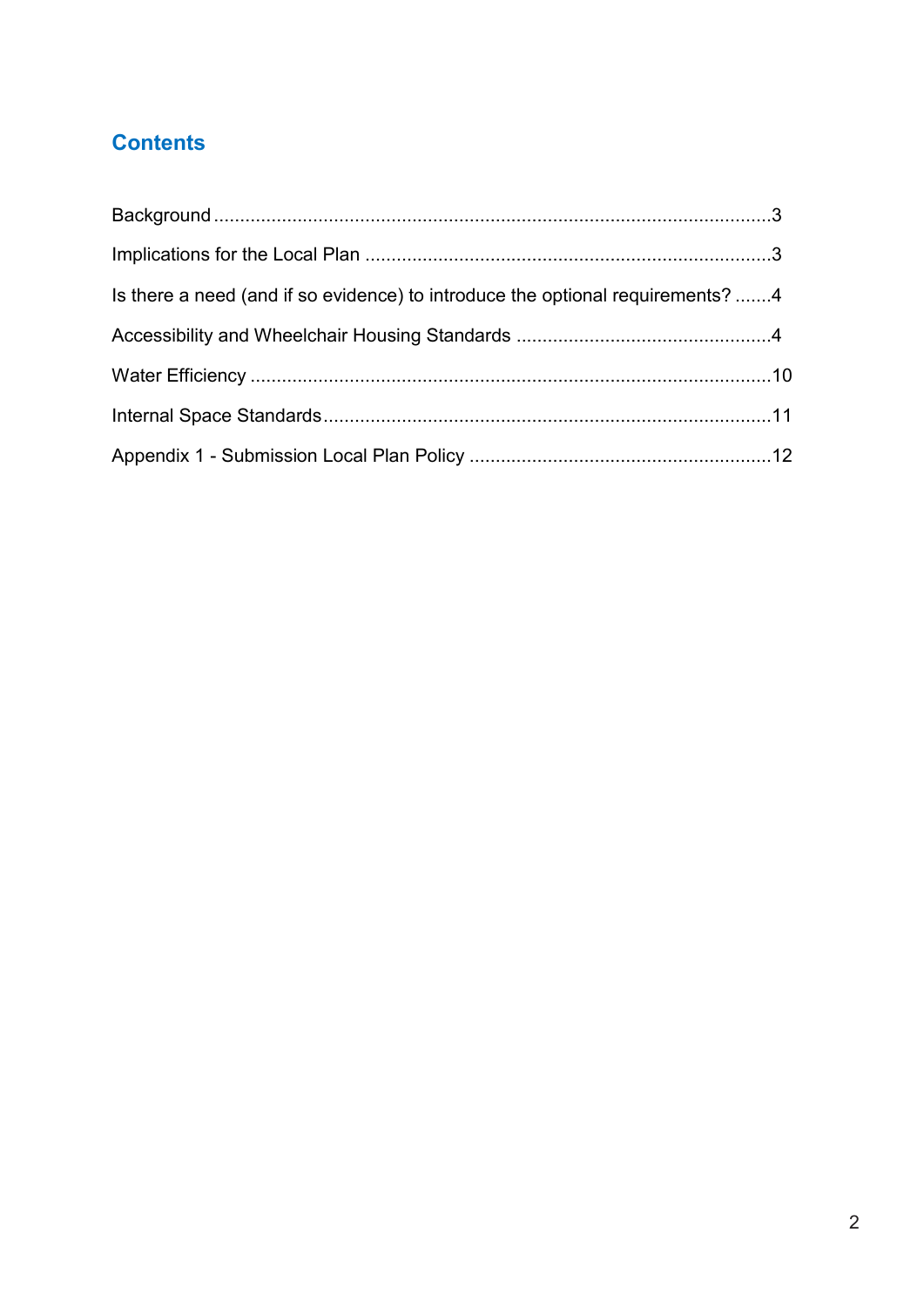## Contents

Background ..........................................................................................................3

Implications for the Local Plan .............................................................................3

Is there a need (and if so evidence) to introduce the optional requirements? .......4

Accessibility and Wheelchair Housing Standards ................................................4

Water Efficiency ..................................................................................................10

Internal Space Standards....................................................................................11

Appendix 1 - Submission Local Plan Policy .........................................................12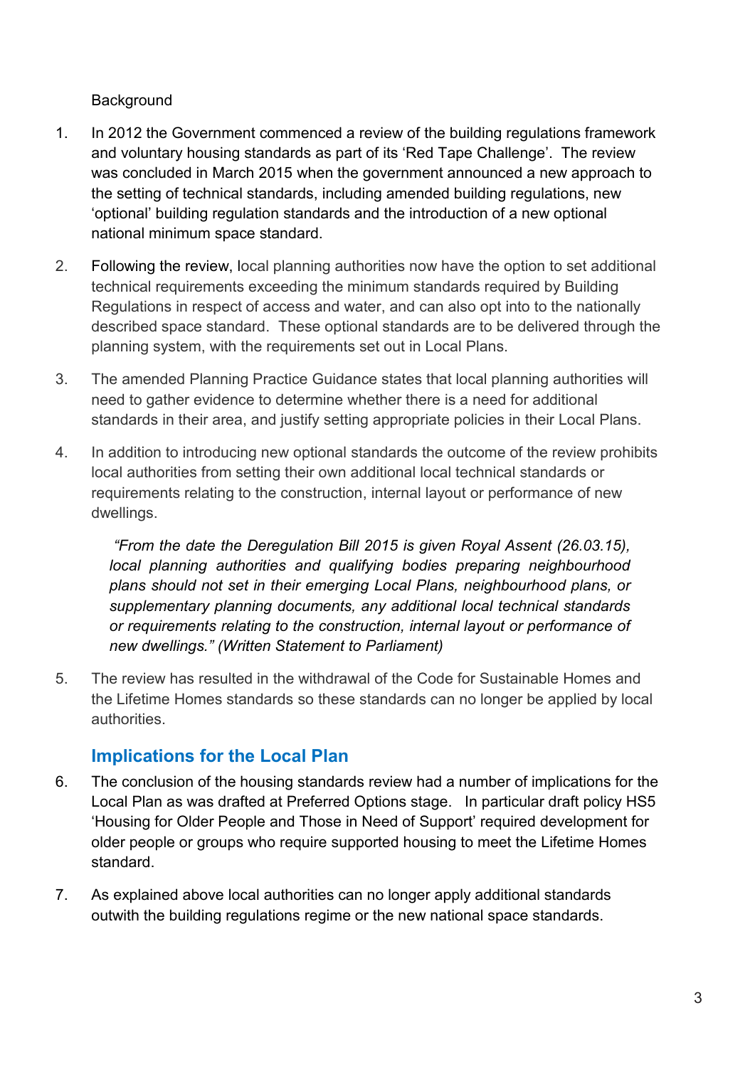Background

1. In 2012 the Government commenced a review of the building regulations framework and voluntary housing standards as part of its 'Red Tape Challenge'. The review was concluded in March 2015 when the government announced a new approach to the setting of technical standards, including amended building regulations, new 'optional' building regulation standards and the introduction of a new optional national minimum space standard.

2. Following the review, local planning authorities now have the option to set additional technical requirements exceeding the minimum standards required by Building Regulations in respect of access and water, and can also opt into to the nationally described space standard. These optional standards are to be delivered through the planning system, with the requirements set out in Local Plans.

3. The amended Planning Practice Guidance states that local planning authorities will need to gather evidence to determine whether there is a need for additional standards in their area, and justify setting appropriate policies in their Local Plans.

4. In addition to introducing new optional standards the outcome of the review prohibits local authorities from setting their own additional local technical standards or requirements relating to the construction, internal layout or performance of new dwellings.

   *"From the date the Deregulation Bill 2015 is given Royal Assent (26.03.15), local planning authorities and qualifying bodies preparing neighbourhood plans should not set in their emerging Local Plans, neighbourhood plans, or supplementary planning documents, any additional local technical standards or requirements relating to the construction, internal layout or performance of new dwellings." (Written Statement to Parliament)*

5. The review has resulted in the withdrawal of the Code for Sustainable Homes and the Lifetime Homes standards so these standards can no longer be applied by local authorities.

## Implications for the Local Plan

6. The conclusion of the housing standards review had a number of implications for the Local Plan as was drafted at Preferred Options stage. In particular draft policy HS5 'Housing for Older People and Those in Need of Support' required development for older people or groups who require supported housing to meet the Lifetime Homes standard.

7. As explained above local authorities can no longer apply additional standards outwith the building regulations regime or the new national space standards.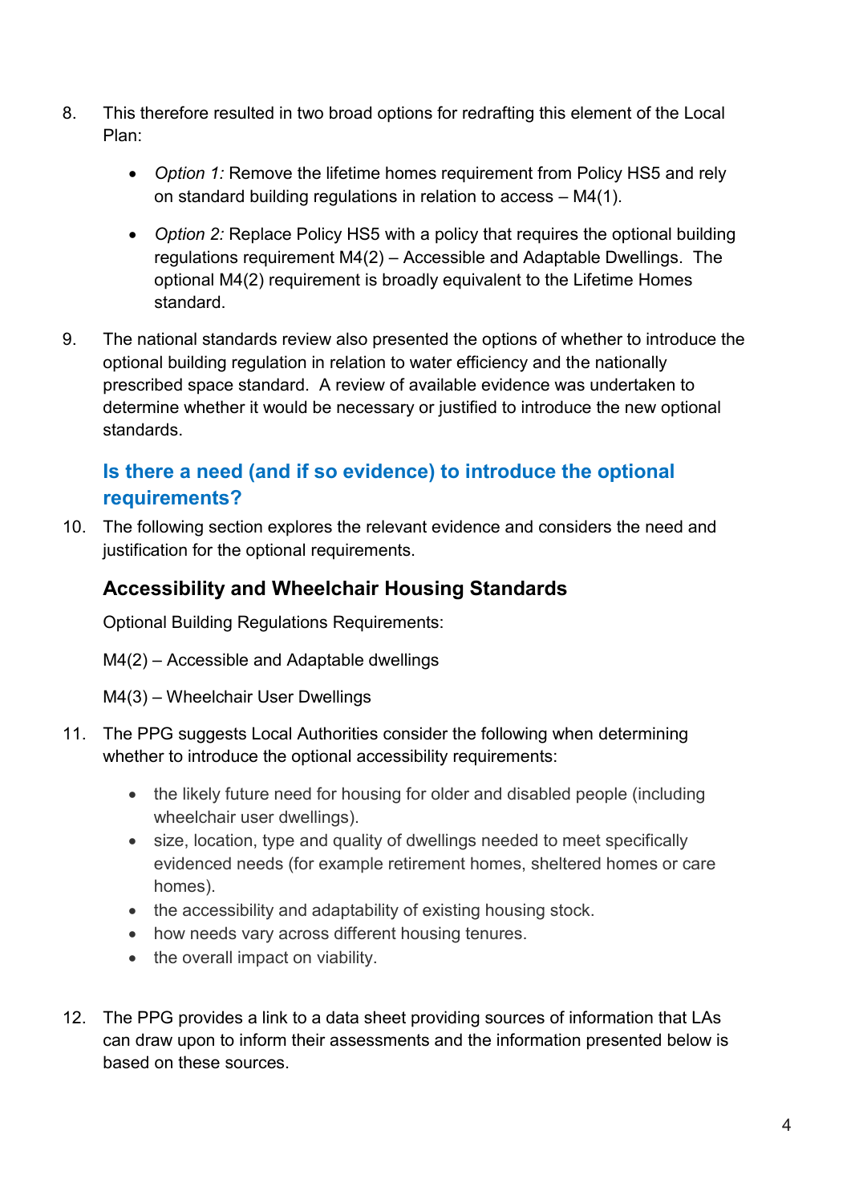8. This therefore resulted in two broad options for redrafting this element of the Local Plan:

    - *Option 1:* Remove the lifetime homes requirement from Policy HS5 and rely on standard building regulations in relation to access – M4(1).

    - *Option 2:* Replace Policy HS5 with a policy that requires the optional building regulations requirement M4(2) – Accessible and Adaptable Dwellings. The optional M4(2) requirement is broadly equivalent to the Lifetime Homes standard.

9. The national standards review also presented the options of whether to introduce the optional building regulation in relation to water efficiency and the nationally prescribed space standard. A review of available evidence was undertaken to determine whether it would be necessary or justified to introduce the new optional standards.

## Is there a need (and if so evidence) to introduce the optional requirements?

10. The following section explores the relevant evidence and considers the need and justification for the optional requirements.

### Accessibility and Wheelchair Housing Standards

Optional Building Regulations Requirements:

M4(2) – Accessible and Adaptable dwellings

M4(3) – Wheelchair User Dwellings

11. The PPG suggests Local Authorities consider the following when determining whether to introduce the optional accessibility requirements:

    - the likely future need for housing for older and disabled people (including wheelchair user dwellings).
    - size, location, type and quality of dwellings needed to meet specifically evidenced needs (for example retirement homes, sheltered homes or care homes).
    - the accessibility and adaptability of existing housing stock.
    - how needs vary across different housing tenures.
    - the overall impact on viability.

12. The PPG provides a link to a data sheet providing sources of information that LAs can draw upon to inform their assessments and the information presented below is based on these sources.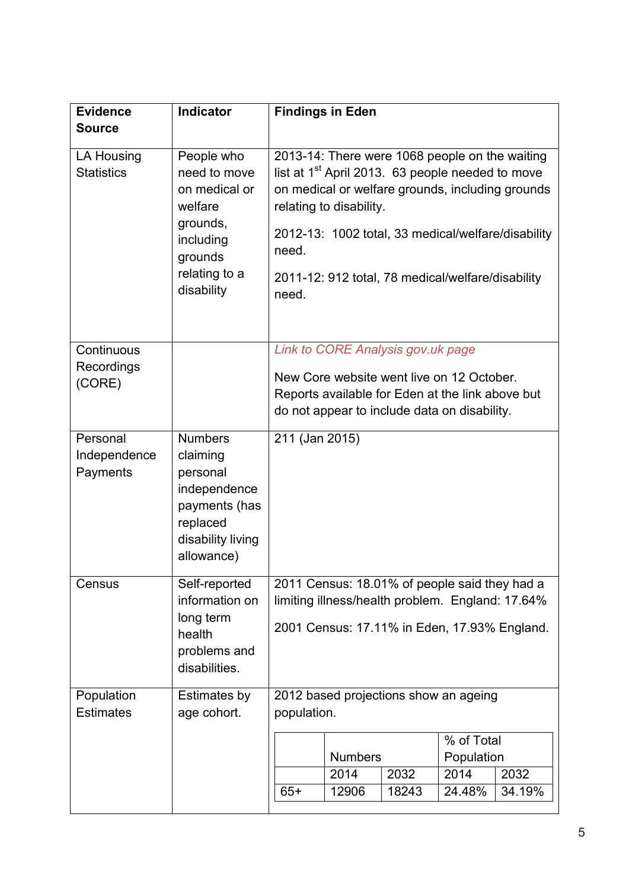| Evidence Source | Indicator | Findings in Eden |
|---|---|---|
| LA Housing Statistics | People who need to move on medical or welfare grounds, including grounds relating to a disability | 2013-14: There were 1068 people on the waiting list at 1st April 2013. 63 people needed to move on medical or welfare grounds, including grounds relating to disability.<br><br>2012-13: 1002 total, 33 medical/welfare/disability need.<br><br>2011-12: 912 total, 78 medical/welfare/disability need. |
| Continuous Recordings (CORE) | | *Link to CORE Analysis gov.uk page*<br><br>New Core website went live on 12 October. Reports available for Eden at the link above but do not appear to include data on disability. |
| Personal Independence Payments | Numbers claiming personal independence payments (has replaced disability living allowance) | 211 (Jan 2015) |
| Census | Self-reported information on long term health problems and disabilities. | 2011 Census: 18.01% of people said they had a limiting illness/health problem. England: 17.64%<br><br>2001 Census: 17.11% in Eden, 17.93% England. |
| Population Estimates | Estimates by age cohort. | 2012 based projections show an ageing population. |

| | Numbers | | % of Total Population | |
|---|---|---|---|---|
| | 2014 | 2032 | 2014 | 2032 |
| 65+ | 12906 | 18243 | 24.48% | 34.19% |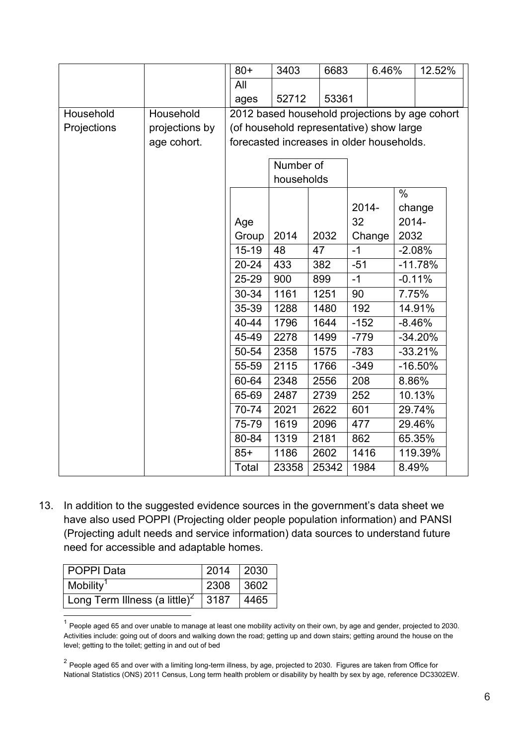| | | 80+ | 3403 | 6683 | 6.46% | 12.52% |
|---|---|---|---|---|---|---|
| | | All ages | 52712 | 53361 | | |
| Household Projections | Household projections by age cohort. | 2012 based household projections by age cohort (of household representative) show large forecasted increases in older households. | | | | |

| Age Group | Number of households 2014 | 2032 | 2014-32 Change | % change 2014-2032 |
|---|---|---|---|---|
| 15-19 | 48 | 47 | -1 | -2.08% |
| 20-24 | 433 | 382 | -51 | -11.78% |
| 25-29 | 900 | 899 | -1 | -0.11% |
| 30-34 | 1161 | 1251 | 90 | 7.75% |
| 35-39 | 1288 | 1480 | 192 | 14.91% |
| 40-44 | 1796 | 1644 | -152 | -8.46% |
| 45-49 | 2278 | 1499 | -779 | -34.20% |
| 50-54 | 2358 | 1575 | -783 | -33.21% |
| 55-59 | 2115 | 1766 | -349 | -16.50% |
| 60-64 | 2348 | 2556 | 208 | 8.86% |
| 65-69 | 2487 | 2739 | 252 | 10.13% |
| 70-74 | 2021 | 2622 | 601 | 29.74% |
| 75-79 | 1619 | 2096 | 477 | 29.46% |
| 80-84 | 1319 | 2181 | 862 | 65.35% |
| 85+ | 1186 | 2602 | 1416 | 119.39% |
| Total | 23358 | 25342 | 1984 | 8.49% |

13. In addition to the suggested evidence sources in the government's data sheet we have also used POPPI (Projecting older people population information) and PANSI (Projecting adult needs and service information) data sources to understand future need for accessible and adaptable homes.

| POPPI Data | 2014 | 2030 |
|---|---|---|
| Mobility[1] | 2308 | 3602 |
| Long Term Illness (a little)[2] | 3187 | 4465 |

[1] People aged 65 and over unable to manage at least one mobility activity on their own, by age and gender, projected to 2030. Activities include: going out of doors and walking down the road; getting up and down stairs; getting around the house on the level; getting to the toilet; getting in and out of bed

[2] People aged 65 and over with a limiting long-term illness, by age, projected to 2030. Figures are taken from Office for National Statistics (ONS) 2011 Census, Long term health problem or disability by health by sex by age, reference DC3302EW.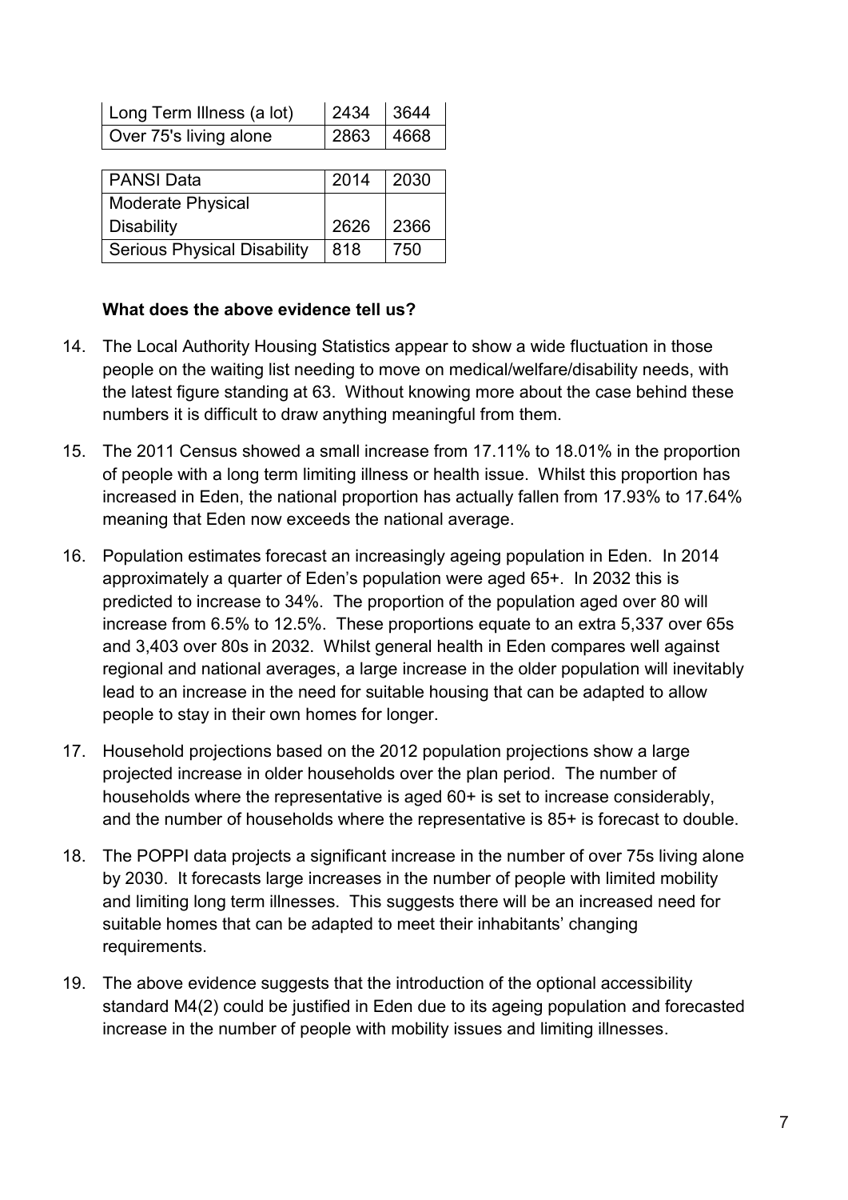| Long Term Illness (a lot) | 2434 | 3644 |
|---|---|---|
| Over 75's living alone | 2863 | 4668 |

| PANSI Data | 2014 | 2030 |
|---|---|---|
| Moderate Physical Disability | 2626 | 2366 |
| Serious Physical Disability | 818 | 750 |

**What does the above evidence tell us?**

14. The Local Authority Housing Statistics appear to show a wide fluctuation in those people on the waiting list needing to move on medical/welfare/disability needs, with the latest figure standing at 63. Without knowing more about the case behind these numbers it is difficult to draw anything meaningful from them.

15. The 2011 Census showed a small increase from 17.11% to 18.01% in the proportion of people with a long term limiting illness or health issue. Whilst this proportion has increased in Eden, the national proportion has actually fallen from 17.93% to 17.64% meaning that Eden now exceeds the national average.

16. Population estimates forecast an increasingly ageing population in Eden. In 2014 approximately a quarter of Eden's population were aged 65+. In 2032 this is predicted to increase to 34%. The proportion of the population aged over 80 will increase from 6.5% to 12.5%. These proportions equate to an extra 5,337 over 65s and 3,403 over 80s in 2032. Whilst general health in Eden compares well against regional and national averages, a large increase in the older population will inevitably lead to an increase in the need for suitable housing that can be adapted to allow people to stay in their own homes for longer.

17. Household projections based on the 2012 population projections show a large projected increase in older households over the plan period. The number of households where the representative is aged 60+ is set to increase considerably, and the number of households where the representative is 85+ is forecast to double.

18. The POPPI data projects a significant increase in the number of over 75s living alone by 2030. It forecasts large increases in the number of people with limited mobility and limiting long term illnesses. This suggests there will be an increased need for suitable homes that can be adapted to meet their inhabitants' changing requirements.

19. The above evidence suggests that the introduction of the optional accessibility standard M4(2) could be justified in Eden due to its ageing population and forecasted increase in the number of people with mobility issues and limiting illnesses.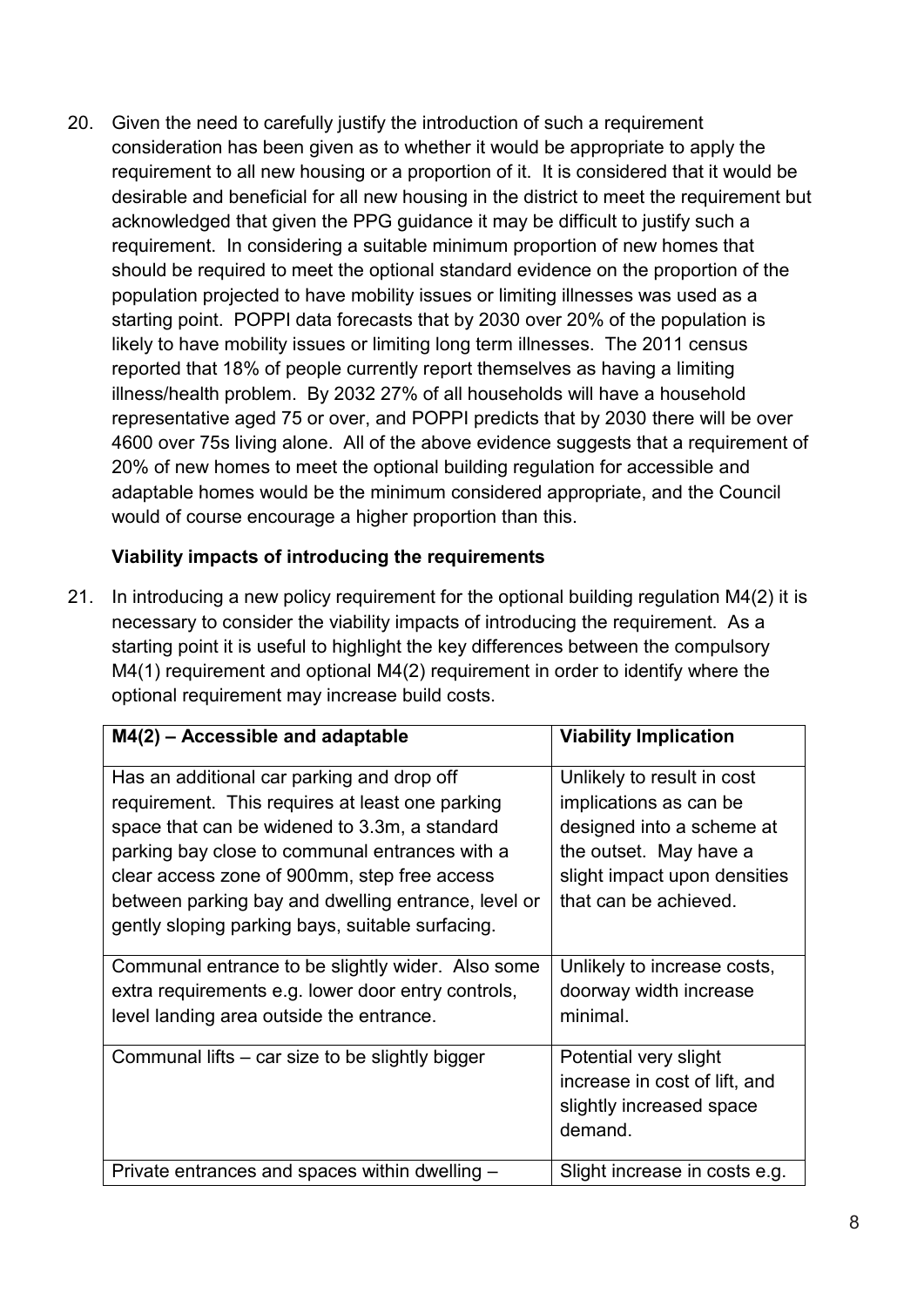20. Given the need to carefully justify the introduction of such a requirement consideration has been given as to whether it would be appropriate to apply the requirement to all new housing or a proportion of it. It is considered that it would be desirable and beneficial for all new housing in the district to meet the requirement but acknowledged that given the PPG guidance it may be difficult to justify such a requirement. In considering a suitable minimum proportion of new homes that should be required to meet the optional standard evidence on the proportion of the population projected to have mobility issues or limiting illnesses was used as a starting point. POPPI data forecasts that by 2030 over 20% of the population is likely to have mobility issues or limiting long term illnesses. The 2011 census reported that 18% of people currently report themselves as having a limiting illness/health problem. By 2032 27% of all households will have a household representative aged 75 or over, and POPPI predicts that by 2030 there will be over 4600 over 75s living alone. All of the above evidence suggests that a requirement of 20% of new homes to meet the optional building regulation for accessible and adaptable homes would be the minimum considered appropriate, and the Council would of course encourage a higher proportion than this.

**Viability impacts of introducing the requirements**

21. In introducing a new policy requirement for the optional building regulation M4(2) it is necessary to consider the viability impacts of introducing the requirement. As a starting point it is useful to highlight the key differences between the compulsory M4(1) requirement and optional M4(2) requirement in order to identify where the optional requirement may increase build costs.

| M4(2) – Accessible and adaptable | Viability Implication |
|---|---|
| Has an additional car parking and drop off requirement. This requires at least one parking space that can be widened to 3.3m, a standard parking bay close to communal entrances with a clear access zone of 900mm, step free access between parking bay and dwelling entrance, level or gently sloping parking bays, suitable surfacing. | Unlikely to result in cost implications as can be designed into a scheme at the outset. May have a slight impact upon densities that can be achieved. |
| Communal entrance to be slightly wider. Also some extra requirements e.g. lower door entry controls, level landing area outside the entrance. | Unlikely to increase costs, doorway width increase minimal. |
| Communal lifts – car size to be slightly bigger | Potential very slight increase in cost of lift, and slightly increased space demand. |
| Private entrances and spaces within dwelling – | Slight increase in costs e.g. |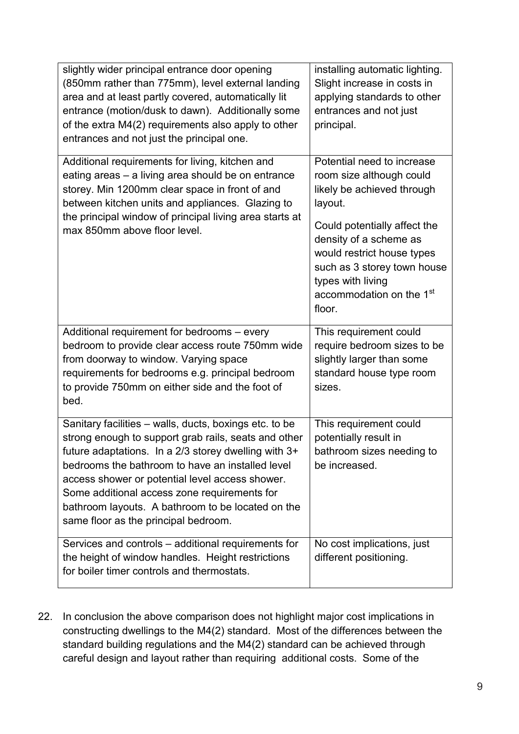| | |
|---|---|
| slightly wider principal entrance door opening (850mm rather than 775mm), level external landing area and at least partly covered, automatically lit entrance (motion/dusk to dawn). Additionally some of the extra M4(2) requirements also apply to other entrances and not just the principal one. | installing automatic lighting. Slight increase in costs in applying standards to other entrances and not just principal. |
| Additional requirements for living, kitchen and eating areas – a living area should be on entrance storey. Min 1200mm clear space in front of and between kitchen units and appliances. Glazing to the principal window of principal living area starts at max 850mm above floor level. | Potential need to increase room size although could likely be achieved through layout.<br><br>Could potentially affect the density of a scheme as would restrict house types such as 3 storey town house types with living accommodation on the 1st floor. |
| Additional requirement for bedrooms – every bedroom to provide clear access route 750mm wide from doorway to window. Varying space requirements for bedrooms e.g. principal bedroom to provide 750mm on either side and the foot of bed. | This requirement could require bedroom sizes to be slightly larger than some standard house type room sizes. |
| Sanitary facilities – walls, ducts, boxings etc. to be strong enough to support grab rails, seats and other future adaptations. In a 2/3 storey dwelling with 3+ bedrooms the bathroom to have an installed level access shower or potential level access shower. Some additional access zone requirements for bathroom layouts. A bathroom to be located on the same floor as the principal bedroom. | This requirement could potentially result in bathroom sizes needing to be increased. |
| Services and controls – additional requirements for the height of window handles. Height restrictions for boiler timer controls and thermostats. | No cost implications, just different positioning. |

22. In conclusion the above comparison does not highlight major cost implications in constructing dwellings to the M4(2) standard. Most of the differences between the standard building regulations and the M4(2) standard can be achieved through careful design and layout rather than requiring additional costs. Some of the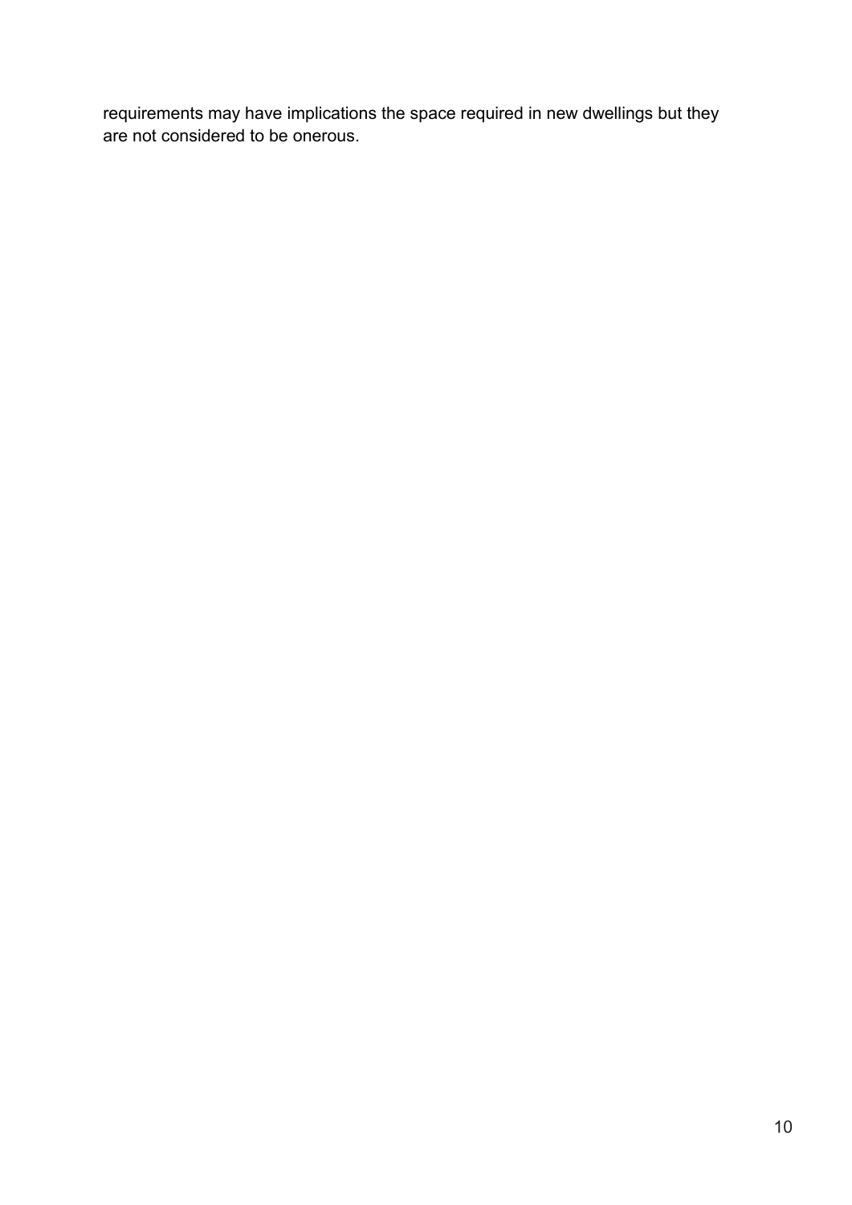requirements may have implications the space required in new dwellings but they are not considered to be onerous.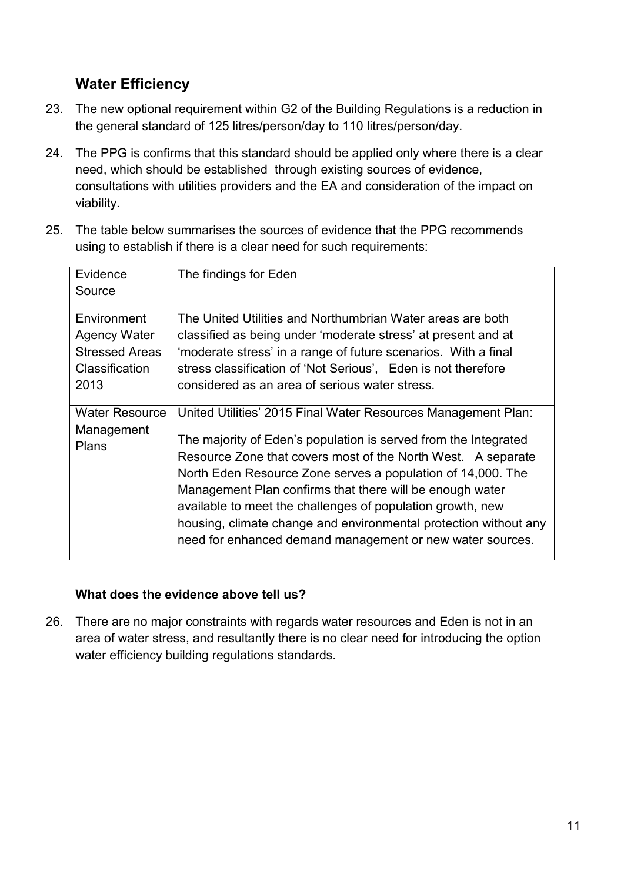## Water Efficiency

23. The new optional requirement within G2 of the Building Regulations is a reduction in the general standard of 125 litres/person/day to 110 litres/person/day.

24. The PPG is confirms that this standard should be applied only where there is a clear need, which should be established through existing sources of evidence, consultations with utilities providers and the EA and consideration of the impact on viability.

25. The table below summarises the sources of evidence that the PPG recommends using to establish if there is a clear need for such requirements:

| Evidence Source | The findings for Eden |
|---|---|
| Environment Agency Water Stressed Areas Classification 2013 | The United Utilities and Northumbrian Water areas are both classified as being under 'moderate stress' at present and at 'moderate stress' in a range of future scenarios. With a final stress classification of 'Not Serious', Eden is not therefore considered as an area of serious water stress. |
| Water Resource Management Plans | United Utilities' 2015 Final Water Resources Management Plan: The majority of Eden's population is served from the Integrated Resource Zone that covers most of the North West. A separate North Eden Resource Zone serves a population of 14,000. The Management Plan confirms that there will be enough water available to meet the challenges of population growth, new housing, climate change and environmental protection without any need for enhanced demand management or new water sources. |

**What does the evidence above tell us?**

26. There are no major constraints with regards water resources and Eden is not in an area of water stress, and resultantly there is no clear need for introducing the option water efficiency building regulations standards.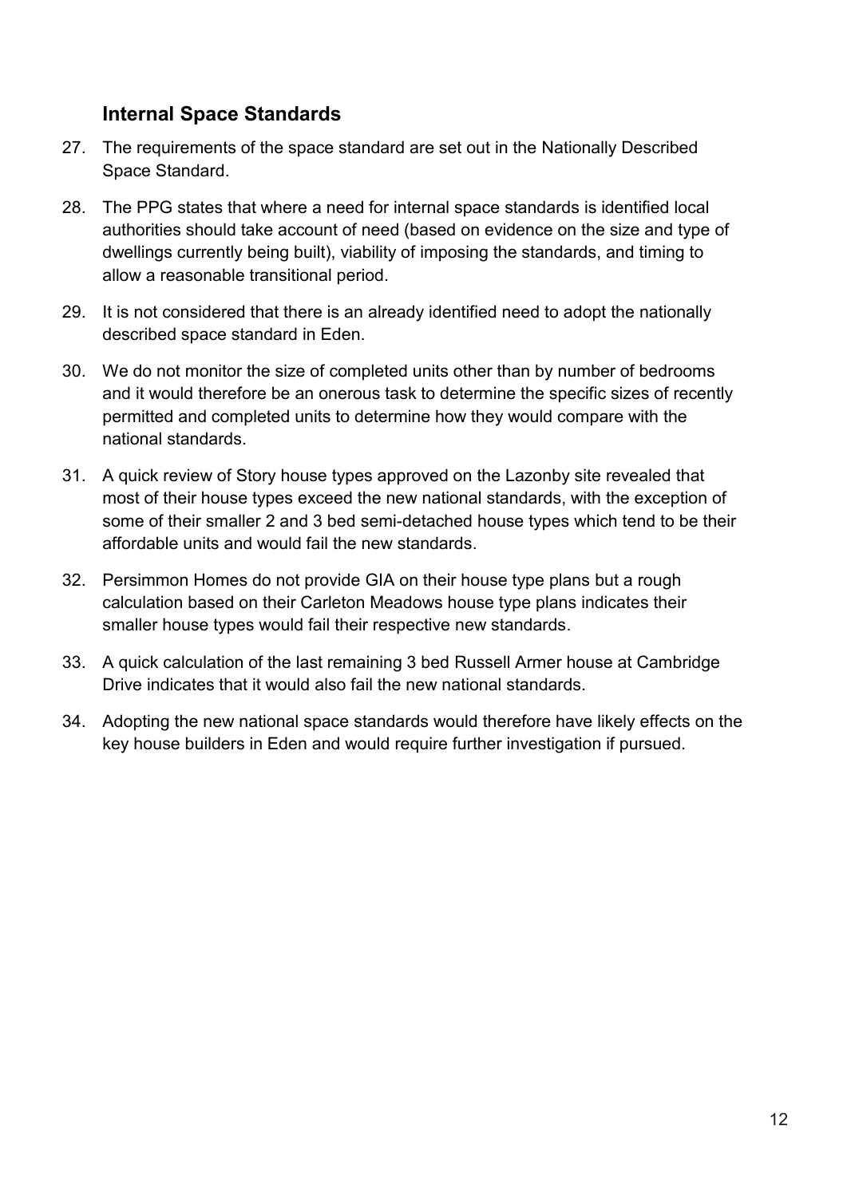## Internal Space Standards

27. The requirements of the space standard are set out in the Nationally Described Space Standard.

28. The PPG states that where a need for internal space standards is identified local authorities should take account of need (based on evidence on the size and type of dwellings currently being built), viability of imposing the standards, and timing to allow a reasonable transitional period.

29. It is not considered that there is an already identified need to adopt the nationally described space standard in Eden.

30. We do not monitor the size of completed units other than by number of bedrooms and it would therefore be an onerous task to determine the specific sizes of recently permitted and completed units to determine how they would compare with the national standards.

31. A quick review of Story house types approved on the Lazonby site revealed that most of their house types exceed the new national standards, with the exception of some of their smaller 2 and 3 bed semi-detached house types which tend to be their affordable units and would fail the new standards.

32. Persimmon Homes do not provide GIA on their house type plans but a rough calculation based on their Carleton Meadows house type plans indicates their smaller house types would fail their respective new standards.

33. A quick calculation of the last remaining 3 bed Russell Armer house at Cambridge Drive indicates that it would also fail the new national standards.

34. Adopting the new national space standards would therefore have likely effects on the key house builders in Eden and would require further investigation if pursued.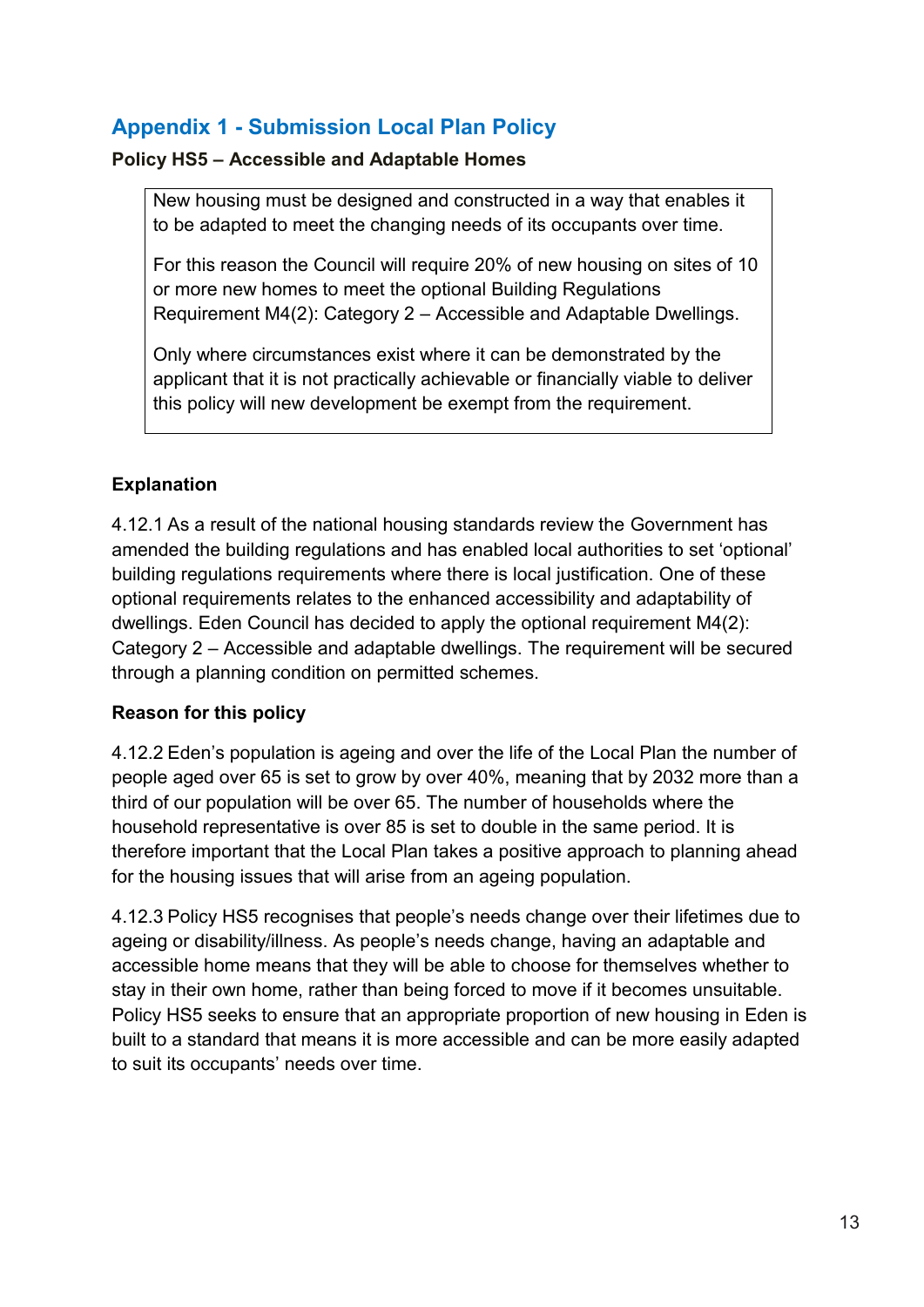## Appendix 1 - Submission Local Plan Policy

**Policy HS5 – Accessible and Adaptable Homes**

> New housing must be designed and constructed in a way that enables it to be adapted to meet the changing needs of its occupants over time.
>
> For this reason the Council will require 20% of new housing on sites of 10 or more new homes to meet the optional Building Regulations Requirement M4(2): Category 2 – Accessible and Adaptable Dwellings.
>
> Only where circumstances exist where it can be demonstrated by the applicant that it is not practically achievable or financially viable to deliver this policy will new development be exempt from the requirement.

**Explanation**

4.12.1 As a result of the national housing standards review the Government has amended the building regulations and has enabled local authorities to set 'optional' building regulations requirements where there is local justification. One of these optional requirements relates to the enhanced accessibility and adaptability of dwellings. Eden Council has decided to apply the optional requirement M4(2): Category 2 – Accessible and adaptable dwellings. The requirement will be secured through a planning condition on permitted schemes.

**Reason for this policy**

4.12.2 Eden's population is ageing and over the life of the Local Plan the number of people aged over 65 is set to grow by over 40%, meaning that by 2032 more than a third of our population will be over 65. The number of households where the household representative is over 85 is set to double in the same period. It is therefore important that the Local Plan takes a positive approach to planning ahead for the housing issues that will arise from an ageing population.

4.12.3 Policy HS5 recognises that people's needs change over their lifetimes due to ageing or disability/illness. As people's needs change, having an adaptable and accessible home means that they will be able to choose for themselves whether to stay in their own home, rather than being forced to move if it becomes unsuitable. Policy HS5 seeks to ensure that an appropriate proportion of new housing in Eden is built to a standard that means it is more accessible and can be more easily adapted to suit its occupants' needs over time.